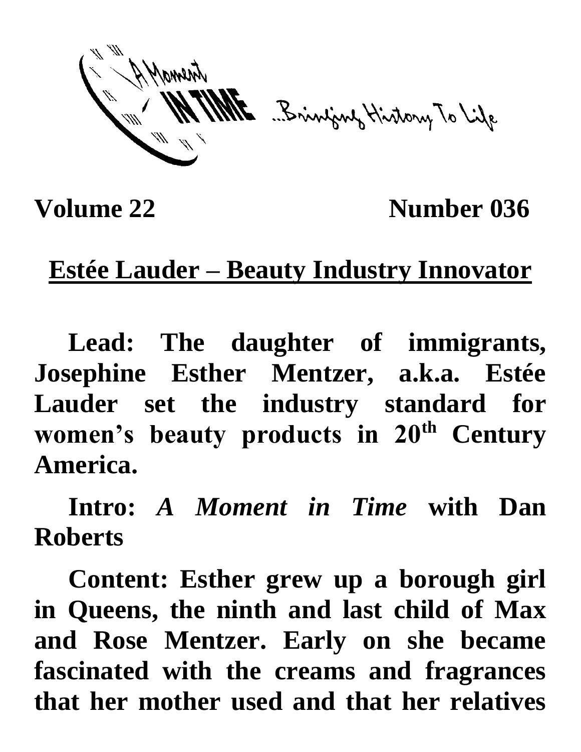A Moment IN TIME ...Bringing History To Life

**Volume 22** **Number 036**

# Estée Lauder – Beauty Industry Innovator

**Lead: The daughter of immigrants, Josephine Esther Mentzer, a.k.a. Estée Lauder set the industry standard for women's beauty products in 20th Century America.**

**Intro:** ***A Moment in Time*** **with Dan Roberts**

**Content: Esther grew up a borough girl in Queens, the ninth and last child of Max and Rose Mentzer. Early on she became fascinated with the creams and fragrances that her mother used and that her relatives**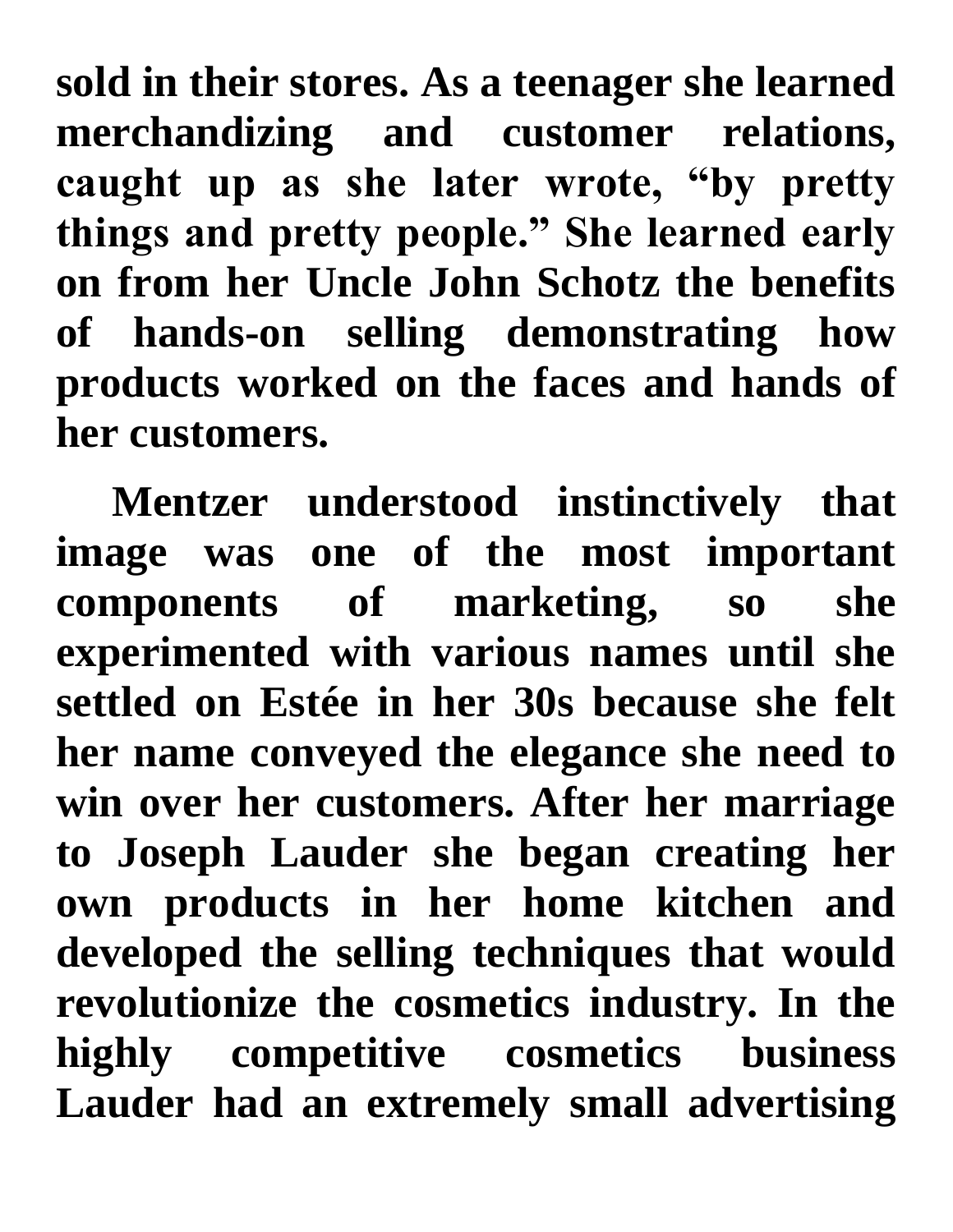sold in their stores. As a teenager she learned merchandizing and customer relations, caught up as she later wrote, "by pretty things and pretty people." She learned early on from her Uncle John Schotz the benefits of hands-on selling demonstrating how products worked on the faces and hands of her customers.

Mentzer understood instinctively that image was one of the most important components of marketing, so she experimented with various names until she settled on Estée in her 30s because she felt her name conveyed the elegance she need to win over her customers. After her marriage to Joseph Lauder she began creating her own products in her home kitchen and developed the selling techniques that would revolutionize the cosmetics industry. In the highly competitive cosmetics business Lauder had an extremely small advertising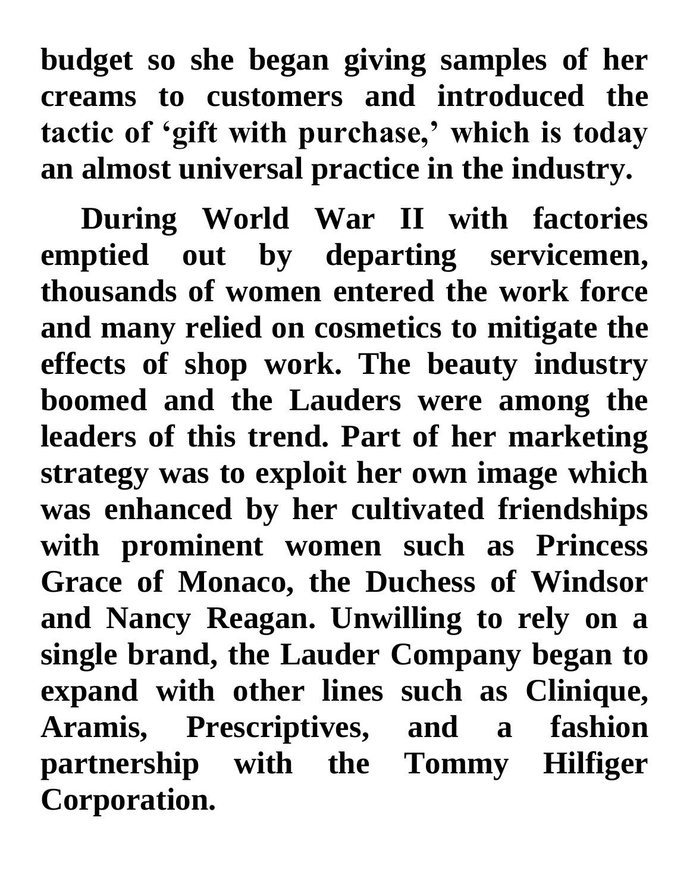budget so she began giving samples of her creams to customers and introduced the tactic of 'gift with purchase,' which is today an almost universal practice in the industry.

During World War II with factories emptied out by departing servicemen, thousands of women entered the work force and many relied on cosmetics to mitigate the effects of shop work. The beauty industry boomed and the Lauders were among the leaders of this trend. Part of her marketing strategy was to exploit her own image which was enhanced by her cultivated friendships with prominent women such as Princess Grace of Monaco, the Duchess of Windsor and Nancy Reagan. Unwilling to rely on a single brand, the Lauder Company began to expand with other lines such as Clinique, Aramis, Prescriptives, and a fashion partnership with the Tommy Hilfiger Corporation.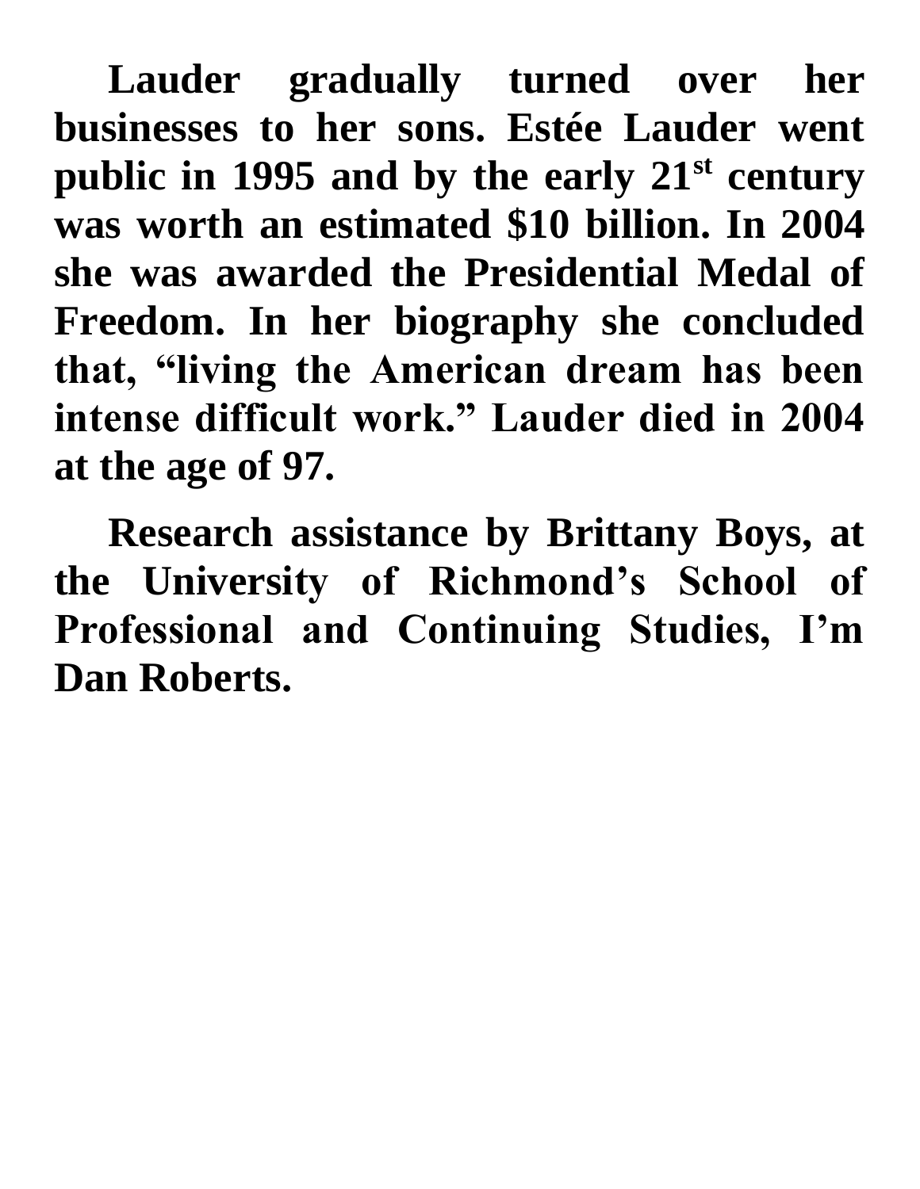**Lauder gradually turned over her businesses to her sons. Estée Lauder went public in 1995 and by the early 21st century was worth an estimated $10 billion. In 2004 she was awarded the Presidential Medal of Freedom. In her biography she concluded that, "living the American dream has been intense difficult work." Lauder died in 2004 at the age of 97.**

**Research assistance by Brittany Boys, at the University of Richmond's School of Professional and Continuing Studies, I'm Dan Roberts.**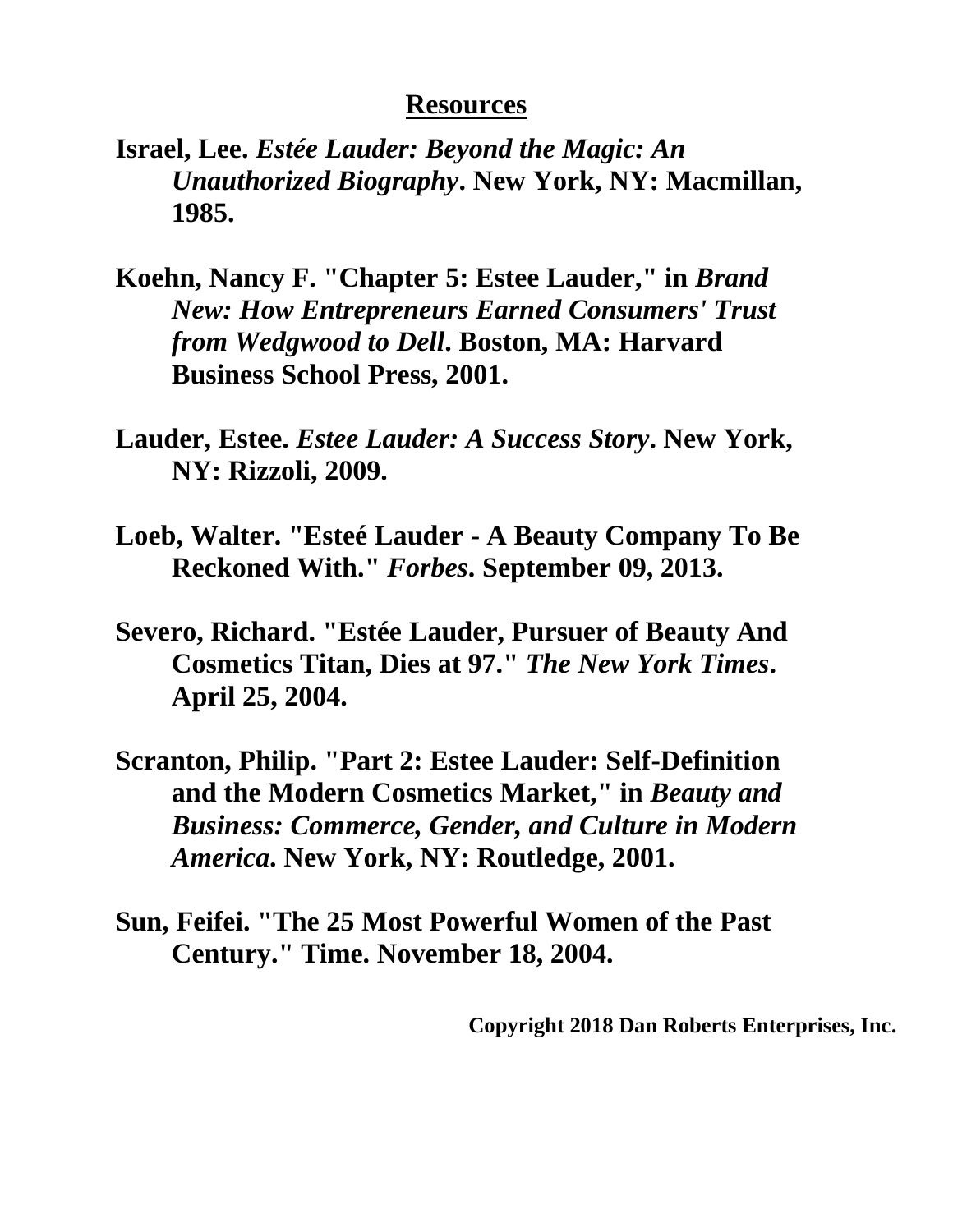## Resources

**Israel, Lee. *Estée Lauder: Beyond the Magic: An Unauthorized Biography*. New York, NY: Macmillan, 1985.**

**Koehn, Nancy F. "Chapter 5: Estee Lauder," in *Brand New: How Entrepreneurs Earned Consumers' Trust from Wedgwood to Dell*. Boston, MA: Harvard Business School Press, 2001.**

**Lauder, Estee. *Estee Lauder: A Success Story*. New York, NY: Rizzoli, 2009.**

**Loeb, Walter. "Esteé Lauder - A Beauty Company To Be Reckoned With." *Forbes*. September 09, 2013.**

**Severo, Richard. "Estée Lauder, Pursuer of Beauty And Cosmetics Titan, Dies at 97." *The New York Times*. April 25, 2004.**

**Scranton, Philip. "Part 2: Estee Lauder: Self-Definition and the Modern Cosmetics Market," in *Beauty and Business: Commerce, Gender, and Culture in Modern America*. New York, NY: Routledge, 2001.**

**Sun, Feifei. "The 25 Most Powerful Women of the Past Century." Time. November 18, 2004.**

**Copyright 2018 Dan Roberts Enterprises, Inc.**